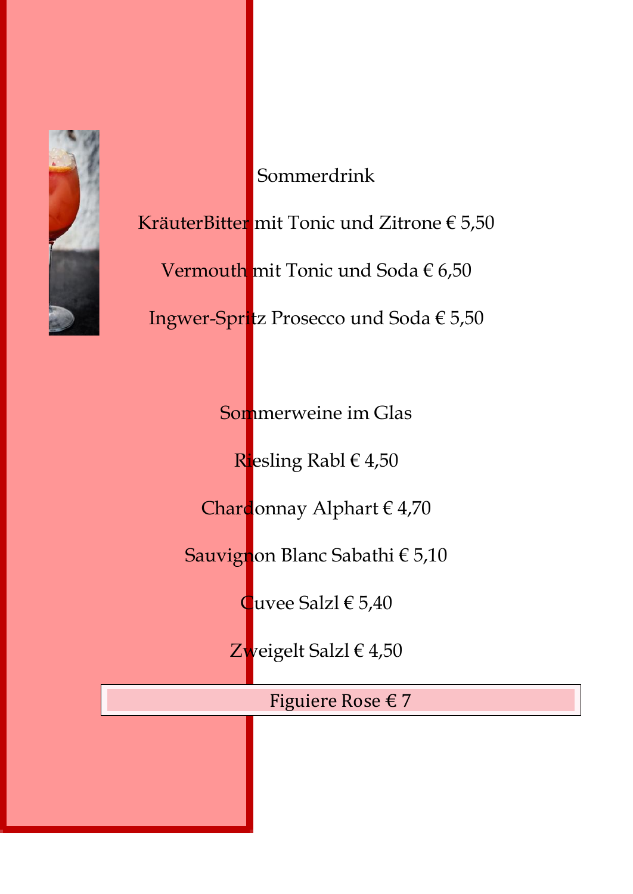## Sommerdrink

KräuterBitter mit Tonic und Zitrone € 5,50

Vermouth mit Tonic und Soda € 6,50

Ingwer-Spritz Prosecco und Soda € 5,50

## Sommerweine im Glas

Riesling Rabl € 4,50

Chardonnay Alphart € 4,70

Sauvignon Blanc Sabathi € 5,10

Cuvee Salzl € 5,40

Zweigelt Salzl € 4,50

Figuiere Rose € 7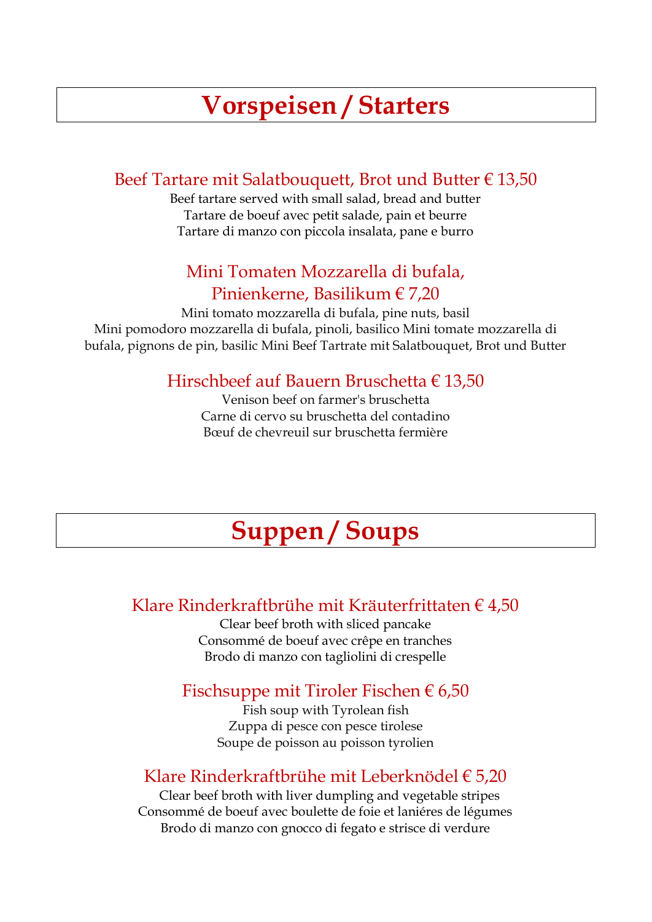# Vorspeisen / Starters

### Beef Tartare mit Salatbouquett, Brot und Butter € 13,50

Beef tartare served with small salad, bread and butter
Tartare de boeuf avec petit salade, pain et beurre
Tartare di manzo con piccola insalata, pane e burro

### Mini Tomaten Mozzarella di bufala, Pinienkerne, Basilikum € 7,20

Mini tomato mozzarella di bufala, pine nuts, basil
Mini pomodoro mozzarella di bufala, pinoli, basilico Mini tomate mozzarella di bufala, pignons de pin, basilic Mini Beef Tartrate mit Salatbouquet, Brot und Butter

### Hirschbeef auf Bauern Bruschetta € 13,50

Venison beef on farmer's bruschetta
Carne di cervo su bruschetta del contadino
Bœuf de chevreuil sur bruschetta fermière

# Suppen / Soups

### Klare Rinderkraftbrühe mit Kräuterfrittaten € 4,50

Clear beef broth with sliced pancake
Consommé de boeuf avec crêpe en tranches
Brodo di manzo con tagliolini di crespelle

### Fischsuppe mit Tiroler Fischen € 6,50

Fish soup with Tyrolean fish
Zuppa di pesce con pesce tirolese
Soupe de poisson au poisson tyrolien

### Klare Rinderkraftbrühe mit Leberknödel € 5,20

Clear beef broth with liver dumpling and vegetable stripes
Consommé de boeuf avec boulette de foie et laniéres de légumes
Brodo di manzo con gnocco di fegato e strisce di verdure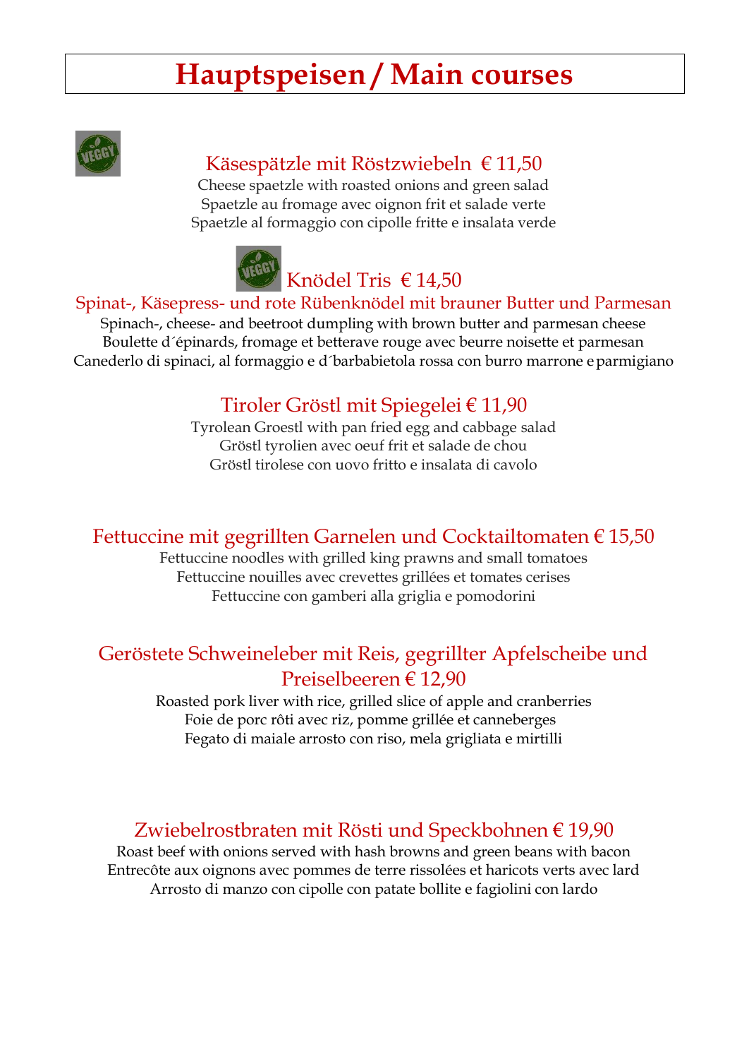# Hauptspeisen / Main courses

VEGGY

## Käsespätzle mit Röstzwiebeln € 11,50

Cheese spaetzle with roasted onions and green salad
Spaetzle au fromage avec oignon frit et salade verte
Spaetzle al formaggio con cipolle fritte e insalata verde

VEGGY

## Knödel Tris € 14,50

### Spinat-, Käsepress- und rote Rübenknödel mit brauner Butter und Parmesan

Spinach-, cheese- and beetroot dumpling with brown butter and parmesan cheese
Boulette d´épinards, fromage et betterave rouge avec beurre noisette et parmesan
Canederlo di spinaci, al formaggio e d´barbabietola rossa con burro marrone e parmigiano

## Tiroler Gröstl mit Spiegelei € 11,90

Tyrolean Groestl with pan fried egg and cabbage salad
Gröstl tyrolien avec oeuf frit et salade de chou
Gröstl tirolese con uovo fritto e insalata di cavolo

## Fettuccine mit gegrillten Garnelen und Cocktailtomaten € 15,50

Fettuccine noodles with grilled king prawns and small tomatoes
Fettuccine nouilles avec crevettes grillées et tomates cerises
Fettuccine con gamberi alla griglia e pomodorini

## Geröstete Schweineleber mit Reis, gegrillter Apfelscheibe und Preiselbeeren € 12,90

Roasted pork liver with rice, grilled slice of apple and cranberries
Foie de porc rôti avec riz, pomme grillée et canneberges
Fegato di maiale arrosto con riso, mela grigliata e mirtilli

## Zwiebelrostbraten mit Rösti und Speckbohnen € 19,90

Roast beef with onions served with hash browns and green beans with bacon
Entrecôte aux oignons avec pommes de terre rissolées et haricots verts avec lard
Arrosto di manzo con cipolle con patate bollite e fagiolini con lardo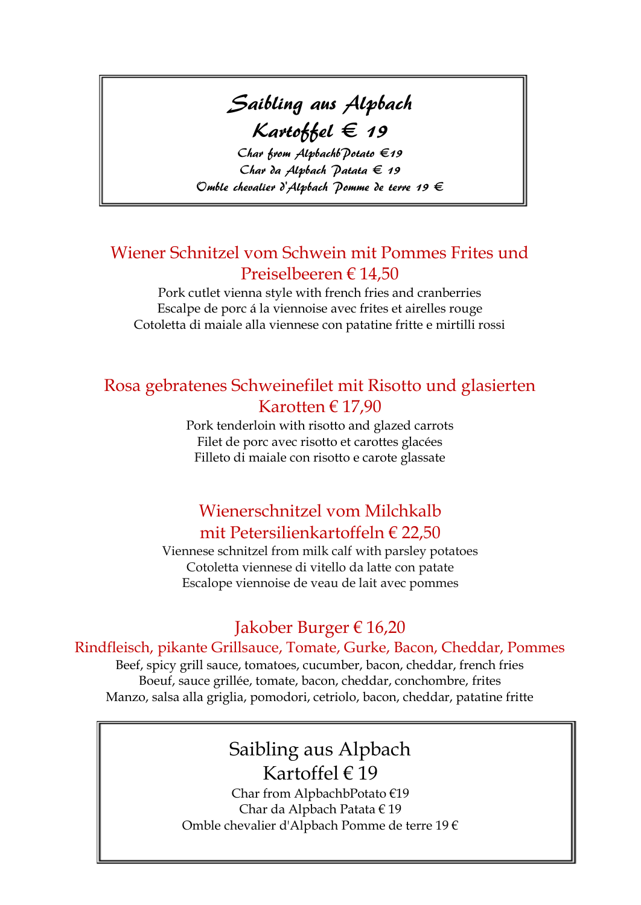**Saibling aus Alpbach**
**Kartoffel € 19**

*Char from AlpbachbPotato €19*
*Char da Alpbach Patata € 19*
*Omble chevalier d'Alpbach Pomme de terre 19 €*

## Wiener Schnitzel vom Schwein mit Pommes Frites und Preiselbeeren € 14,50

Pork cutlet vienna style with french fries and cranberries
Escalpe de porc á la viennoise avec frites et airelles rouge
Cotoletta di maiale alla viennese con patatine fritte e mirtilli rossi

## Rosa gebratenes Schweinefilet mit Risotto und glasierten Karotten € 17,90

Pork tenderloin with risotto and glazed carrots
Filet de porc avec risotto et carottes glacées
Filleto di maiale con risotto e carote glassate

## Wienerschnitzel vom Milchkalb mit Petersilienkartoffeln € 22,50

Viennese schnitzel from milk calf with parsley potatoes
Cotoletta viennese di vitello da latte con patate
Escalope viennoise de veau de lait avec pommes

## Jakober Burger € 16,20

### Rindfleisch, pikante Grillsauce, Tomate, Gurke, Bacon, Cheddar, Pommes

Beef, spicy grill sauce, tomatoes, cucumber, bacon, cheddar, french fries
Boeuf, sauce grillée, tomate, bacon, cheddar, conchombre, frites
Manzo, salsa alla griglia, pomodori, cetriolo, bacon, cheddar, patatine fritte

## Saibling aus Alpbach Kartoffel € 19

Char from AlpbachbPotato €19
Char da Alpbach Patata € 19
Omble chevalier d'Alpbach Pomme de terre 19 €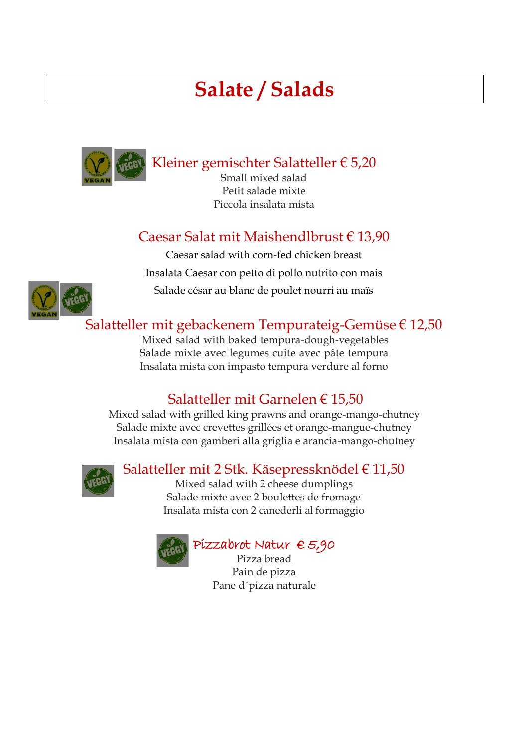# Salate / Salads

VEGAN VEGGY

### Kleiner gemischter Salatteller € 5,20

Small mixed salad
Petit salade mixte
Piccola insalata mista

### Caesar Salat mit Maishendlbrust € 13,90

Caesar salad with corn-fed chicken breast

Insalata Caesar con petto di pollo nutrito con mais

Salade césar au blanc de poulet nourri au maïs

VEGAN VEGGY

### Salatteller mit gebackenem Tempurateig-Gemüse € 12,50

Mixed salad with baked tempura-dough-vegetables
Salade mixte avec legumes cuite avec pâte tempura
Insalata mista con impasto tempura verdure al forno

### Salatteller mit Garnelen € 15,50

Mixed salad with grilled king prawns and orange-mango-chutney
Salade mixte avec crevettes grillées et orange-mangue-chutney
Insalata mista con gamberi alla griglia e arancia-mango-chutney

VEGGY

### Salatteller mit 2 Stk. Käsepressknödel € 11,50

Mixed salad with 2 cheese dumplings
Salade mixte avec 2 boulettes de fromage
Insalata mista con 2 canederli al formaggio

VEGGY

### Pizzabrot Natur € 5,90

Pizza bread
Pain de pizza
Pane d´pizza naturale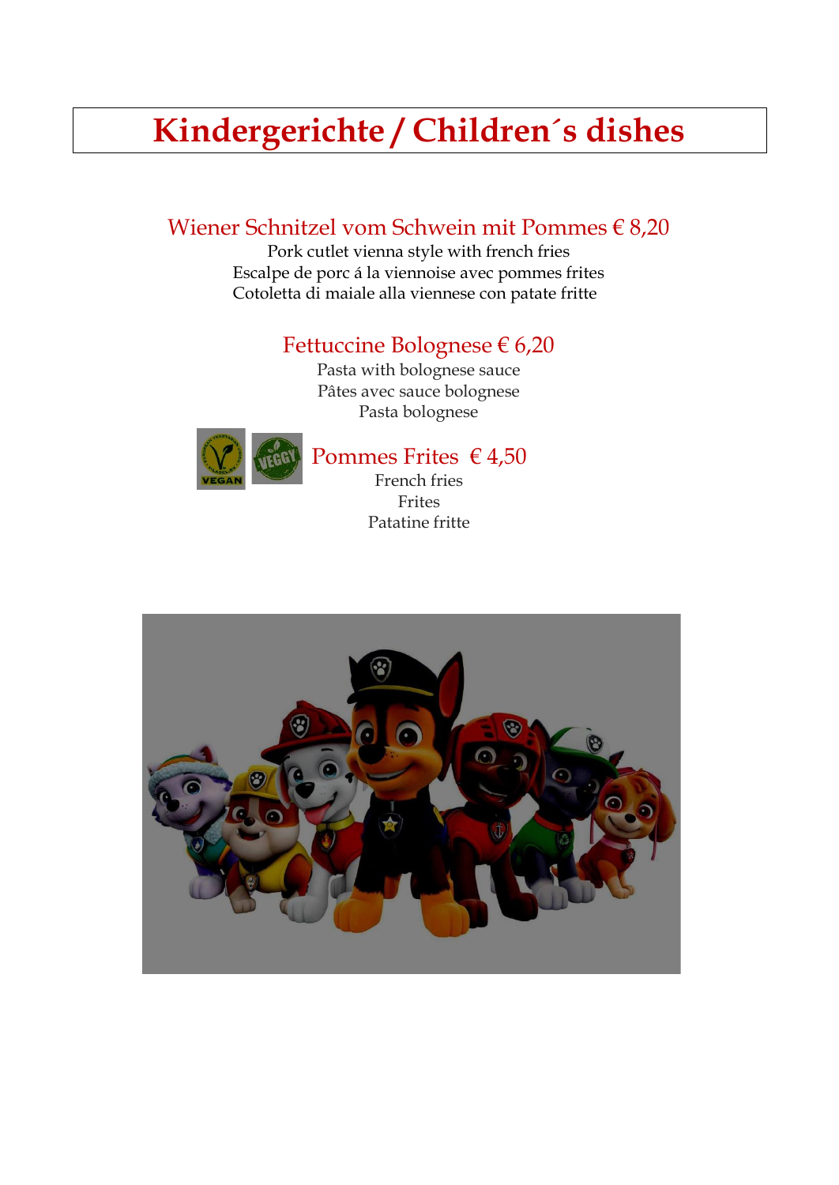# Kindergerichte / Children´s dishes

## Wiener Schnitzel vom Schwein mit Pommes € 8,20

Pork cutlet vienna style with french fries
Escalpe de porc á la viennoise avec pommes frites
Cotoletta di maiale alla viennese con patate fritte

## Fettuccine Bolognese € 6,20

Pasta with bolognese sauce
Pâtes avec sauce bolognese
Pasta bolognese

## Pommes Frites € 4,50

French fries
Frites
Patatine fritte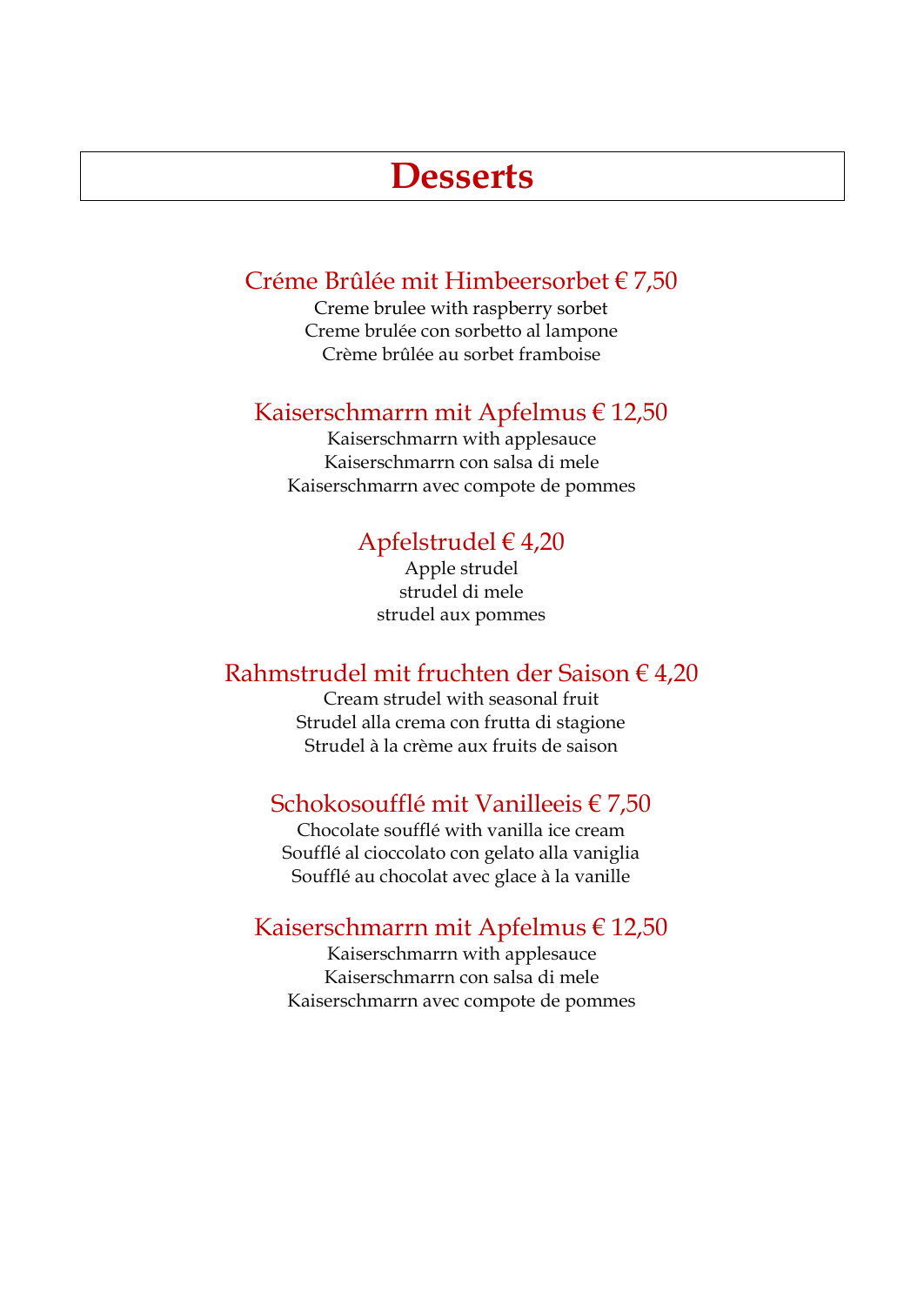# Desserts

## Créme Brûlée mit Himbeersorbet € 7,50

Creme brulee with raspberry sorbet
Creme brulée con sorbetto al lampone
Crème brûlée au sorbet framboise

## Kaiserschmarrn mit Apfelmus € 12,50

Kaiserschmarrn with applesauce
Kaiserschmarrn con salsa di mele
Kaiserschmarrn avec compote de pommes

## Apfelstrudel € 4,20

Apple strudel
strudel di mele
strudel aux pommes

## Rahmstrudel mit fruchten der Saison € 4,20

Cream strudel with seasonal fruit
Strudel alla crema con frutta di stagione
Strudel à la crème aux fruits de saison

## Schokosoufflé mit Vanilleeis € 7,50

Chocolate soufflé with vanilla ice cream
Soufflé al cioccolato con gelato alla vaniglia
Soufflé au chocolat avec glace à la vanille

## Kaiserschmarrn mit Apfelmus € 12,50

Kaiserschmarrn with applesauce
Kaiserschmarrn con salsa di mele
Kaiserschmarrn avec compote de pommes